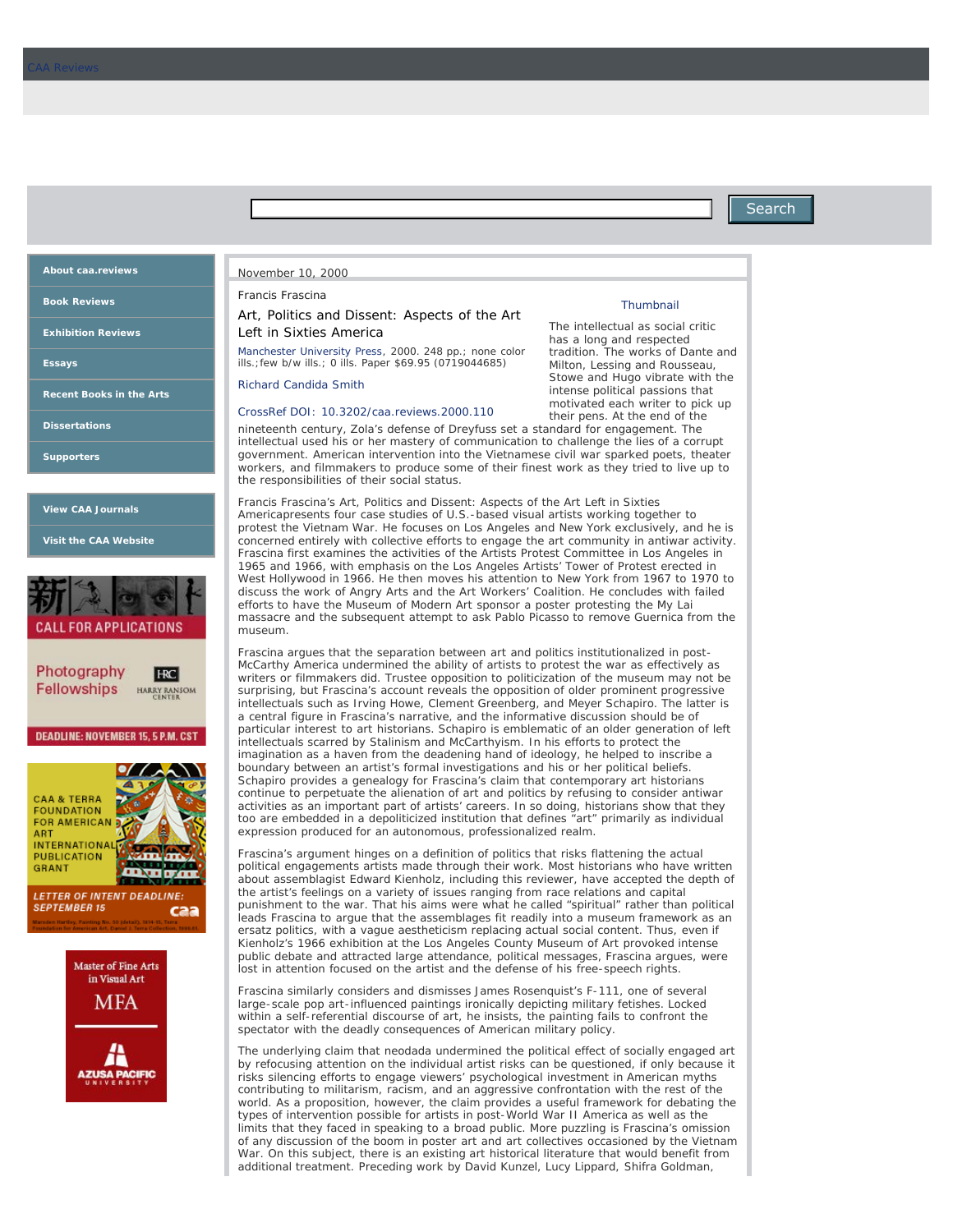November 10, 2000

Francis Frascina

## Art, Politics and Dissent: Aspects of the Art Left in Sixties America

Manchester University Press, 2000. 248 pp.; none color ills.;few b/w ills.; 0 ills. Paper $69.95 (0719044685)

Richard Candida Smith

CrossRef DOI: 10.3202/caa.reviews.2000.110

The intellectual as social critic has a long and respected tradition. The works of Dante and Milton, Lessing and Rousseau, Stowe and Hugo vibrate with the intense political passions that motivated each writer to pick up their pens. At the end of the nineteenth century, Zola's defense of Dreyfuss set a standard for engagement. The intellectual used his or her mastery of communication to challenge the lies of a corrupt government. American intervention into the Vietnamese civil war sparked poets, theater workers, and filmmakers to produce some of their finest work as they tried to live up to the responsibilities of their social status.

Francis Frascina's Art, Politics and Dissent: Aspects of the Art Left in Sixties Americapresents four case studies of U.S.-based visual artists working together to protest the Vietnam War. He focuses on Los Angeles and New York exclusively, and he is concerned entirely with collective efforts to engage the art community in antiwar activity. Frascina first examines the activities of the Artists Protest Committee in Los Angeles in 1965 and 1966, with emphasis on the Los Angeles Artists' Tower of Protest erected in West Hollywood in 1966. He then moves his attention to New York from 1967 to 1970 to discuss the work of Angry Arts and the Art Workers' Coalition. He concludes with failed efforts to have the Museum of Modern Art sponsor a poster protesting the My Lai massacre and the subsequent attempt to ask Pablo Picasso to remove Guernica from the museum.

Frascina argues that the separation between art and politics institutionalized in post-McCarthy America undermined the ability of artists to protest the war as effectively as writers or filmmakers did. Trustee opposition to politicization of the museum may not be surprising, but Frascina's account reveals the opposition of older prominent progressive intellectuals such as Irving Howe, Clement Greenberg, and Meyer Schapiro. The latter is a central figure in Frascina's narrative, and the informative discussion should be of particular interest to art historians. Schapiro is emblematic of an older generation of left intellectuals scarred by Stalinism and McCarthyism. In his efforts to protect the imagination as a haven from the deadening hand of ideology, he helped to inscribe a boundary between an artist's formal investigations and his or her political beliefs. Schapiro provides a genealogy for Frascina's claim that contemporary art historians continue to perpetuate the alienation of art and politics by refusing to consider antiwar activities as an important part of artists' careers. In so doing, historians show that they too are embedded in a depoliticized institution that defines "art" primarily as individual expression produced for an autonomous, professionalized realm.

Frascina's argument hinges on a definition of politics that risks flattening the actual political engagements artists made through their work. Most historians who have written about assemblagist Edward Kienholz, including this reviewer, have accepted the depth of the artist's feelings on a variety of issues ranging from race relations and capital punishment to the war. That his aims were what he called "spiritual" rather than political leads Frascina to argue that the assemblages fit readily into a museum framework as an ersatz politics, with a vague aestheticism replacing actual social content. Thus, even if Kienholz's 1966 exhibition at the Los Angeles County Museum of Art provoked intense public debate and attracted large attendance, political messages, Frascina argues, were lost in attention focused on the artist and the defense of his free-speech rights.

Frascina similarly considers and dismisses James Rosenquist's F-111, one of several large-scale pop art-influenced paintings ironically depicting military fetishes. Locked within a self-referential discourse of art, he insists, the painting fails to confront the spectator with the deadly consequences of American military policy.

The underlying claim that neodada undermined the political effect of socially engaged art by refocusing attention on the individual artist risks can be questioned, if only because it risks silencing efforts to engage viewers' psychological investment in American myths contributing to militarism, racism, and an aggressive confrontation with the rest of the world. As a proposition, however, the claim provides a useful framework for debating the types of intervention possible for artists in post-World War II America as well as the limits that they faced in speaking to a broad public. More puzzling is Frascina's omission of any discussion of the boom in poster art and art collectives occasioned by the Vietnam War. On this subject, there is an existing art historical literature that would benefit from additional treatment. Preceding work by David Kunzel, Lucy Lippard, Shifra Goldman,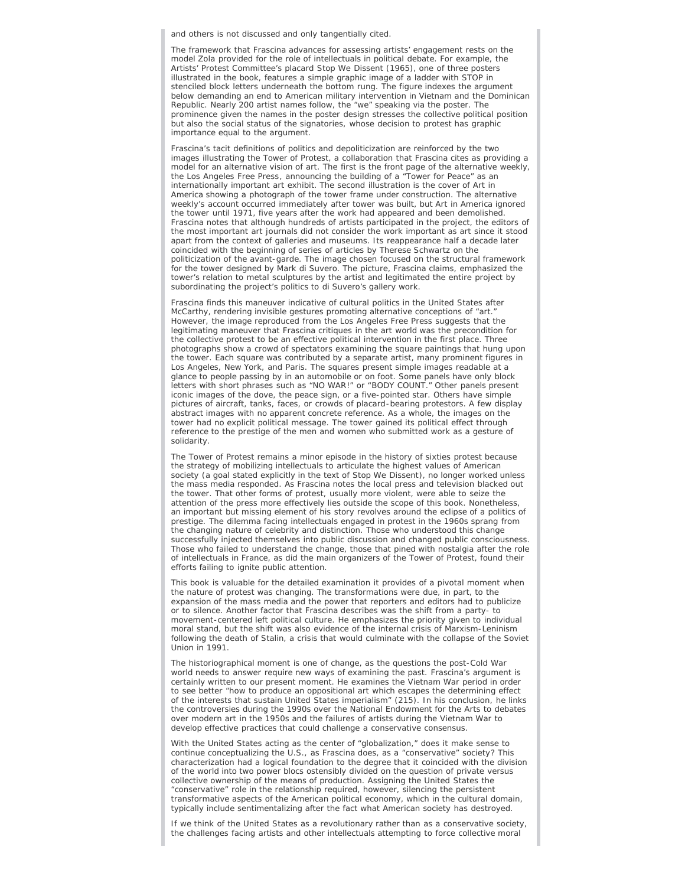and others is not discussed and only tangentially cited.

The framework that Frascina advances for assessing artists' engagement rests on the model Zola provided for the role of intellectuals in political debate. For example, the Artists' Protest Committee's placard Stop We Dissent (1965), one of three posters illustrated in the book, features a simple graphic image of a ladder with STOP in stenciled block letters underneath the bottom rung. The figure indexes the argument below demanding an end to American military intervention in Vietnam and the Dominican Republic. Nearly 200 artist names follow, the "we" speaking via the poster. The prominence given the names in the poster design stresses the collective political position but also the social status of the signatories, whose decision to protest has graphic importance equal to the argument.

Frascina's tacit definitions of politics and depoliticization are reinforced by the two images illustrating the Tower of Protest, a collaboration that Frascina cites as providing a model for an alternative vision of art. The first is the front page of the alternative weekly, the *Los Angeles Free Press*, announcing the building of a "Tower for Peace" as an internationally important art exhibit. The second illustration is the cover of *Art in America* showing a photograph of the tower frame under construction. The alternative weekly's account occurred immediately after tower was built, but *Art in America* ignored the tower until 1971, five years after the work had appeared and been demolished. Frascina notes that although hundreds of artists participated in the project, the editors of the most important art journals did not consider the work important as art since it stood apart from the context of galleries and museums. Its reappearance half a decade later coincided with the beginning of series of articles by Therese Schwartz on the politicization of the avant-garde. The image chosen focused on the structural framework for the tower designed by Mark di Suvero. The picture, Frascina claims, emphasized the tower's relation to metal sculptures by the artist and legitimated the entire project by subordinating the project's politics to di Suvero's gallery work.

Frascina finds this maneuver indicative of cultural politics in the United States after McCarthy, rendering invisible gestures promoting alternative conceptions of "art." However, the image reproduced from the *Los Angeles Free Press* suggests that the legitimating maneuver that Frascina critiques in the art world was the precondition for the collective protest to be an effective political intervention in the first place. Three photographs show a crowd of spectators examining the square paintings that hung upon the tower. Each square was contributed by a separate artist, many prominent figures in Los Angeles, New York, and Paris. The squares present simple images readable at a glance to people passing by in an automobile or on foot. Some panels have only block letters with short phrases such as "NO WAR!" or "BODY COUNT." Other panels present iconic images of the dove, the peace sign, or a five-pointed star. Others have simple pictures of aircraft, tanks, faces, or crowds of placard-bearing protestors. A few display abstract images with no apparent concrete reference. As a whole, the images on the tower had no explicit political message. The tower gained its political effect through reference to the prestige of the men and women who submitted work as a gesture of solidarity.

The Tower of Protest remains a minor episode in the history of sixties protest because the strategy of mobilizing intellectuals to articulate the highest values of American society (a goal stated explicitly in the text of Stop We Dissent), no longer worked unless the mass media responded. As Frascina notes the local press and television blacked out the tower. That other forms of protest, usually more violent, were able to seize the attention of the press more effectively lies outside the scope of this book. Nonetheless, an important but missing element of his story revolves around the eclipse of a politics of prestige. The dilemma facing intellectuals engaged in protest in the 1960s sprang from the changing nature of celebrity and distinction. Those who understood this change successfully injected themselves into public discussion and changed public consciousness. Those who failed to understand the change, those that pined with nostalgia after the role of intellectuals in France, as did the main organizers of the Tower of Protest, found their efforts failing to ignite public attention.

This book is valuable for the detailed examination it provides of a pivotal moment when the nature of protest was changing. The transformations were due, in part, to the expansion of the mass media and the power that reporters and editors had to publicize or to silence. Another factor that Frascina describes was the shift from a party- to movement-centered left political culture. He emphasizes the priority given to individual moral stand, but the shift was also evidence of the internal crisis of Marxism-Leninism following the death of Stalin, a crisis that would culminate with the collapse of the Soviet Union in 1991.

The historiographical moment is one of change, as the questions the post-Cold War world needs to answer require new ways of examining the past. Frascina's argument is certainly written to our present moment. He examines the Vietnam War period in order to see better "how to produce an oppositional art which escapes the determining effect of the interests that sustain United States imperialism" (215). In his conclusion, he links the controversies during the 1990s over the National Endowment for the Arts to debates over modern art in the 1950s and the failures of artists during the Vietnam War to develop effective practices that could challenge a conservative consensus.

With the United States acting as the center of "globalization," does it make sense to continue conceptualizing the U.S., as Frascina does, as a "conservative" society? This characterization had a logical foundation to the degree that it coincided with the division of the world into two power blocs ostensibly divided on the question of private versus collective ownership of the means of production. Assigning the United States the "conservative" role in the relationship required, however, silencing the persistent transformative aspects of the American political economy, which in the cultural domain, typically include sentimentalizing after the fact what American society has destroyed.

If we think of the United States as a revolutionary rather than as a conservative society, the challenges facing artists and other intellectuals attempting to force collective moral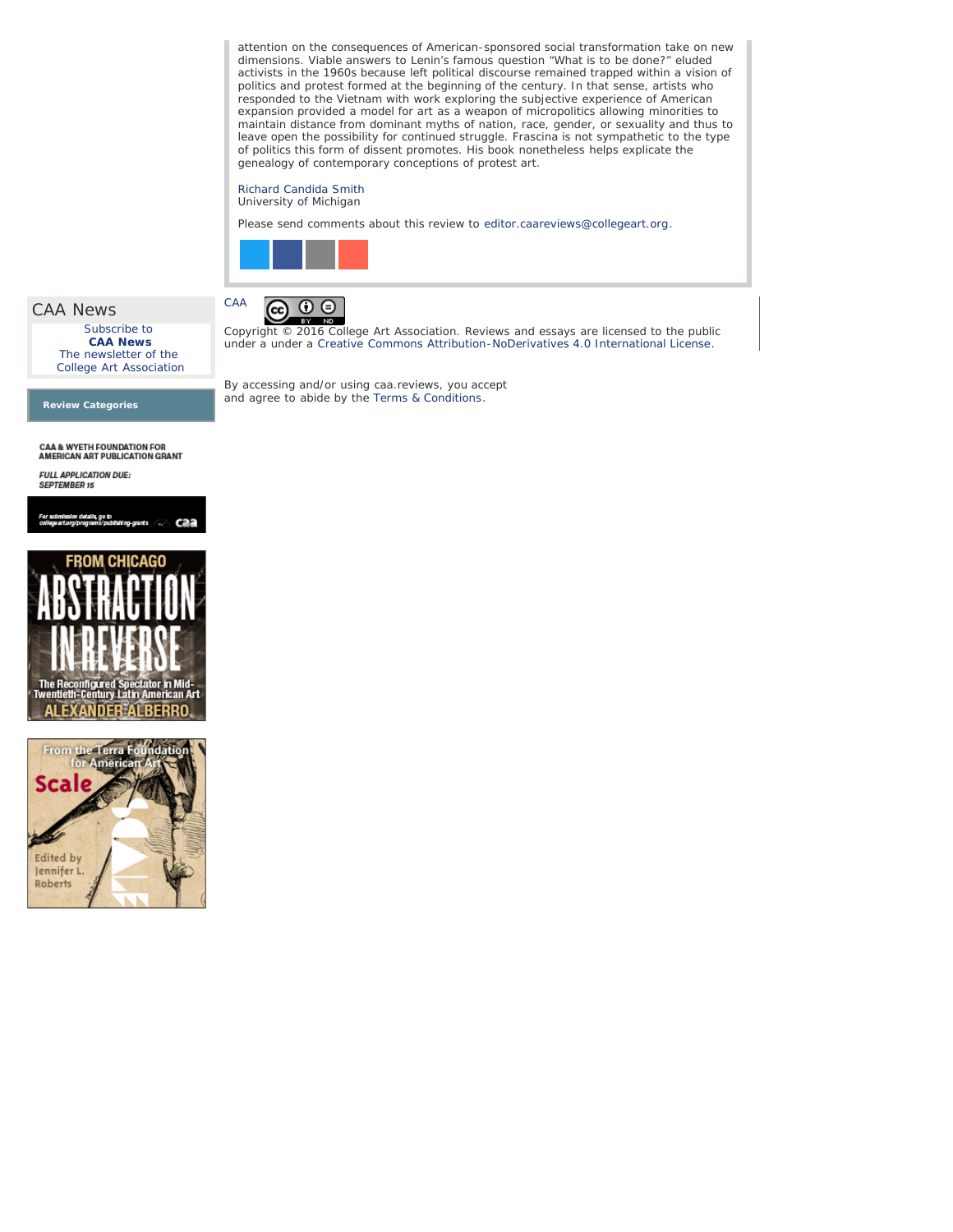attention on the consequences of American-sponsored social transformation take on new dimensions. Viable answers to Lenin's famous question "What is to be done?" eluded activists in the 1960s because left political discourse remained trapped within a vision of politics and protest formed at the beginning of the century. In that sense, artists who responded to the Vietnam with work exploring the subjective experience of American expansion provided a model for art as a weapon of micropolitics allowing minorities to maintain distance from dominant myths of nation, race, gender, or sexuality and thus to leave open the possibility for continued struggle. Frascina is not sympathetic to the type of politics this form of dissent promotes. His book nonetheless helps explicate the genealogy of contemporary conceptions of protest art.

Richard Candida Smith
University of Michigan

Please send comments about this review to editor.caareviews@collegeart.org.

CAA News
Subscribe to
**CAA News**
The newsletter of the
College Art Association

**Review Categories**

CAA

Copyright © 2016 College Art Association. Reviews and essays are licensed to the public under a under a Creative Commons Attribution-NoDerivatives 4.0 International License.

By accessing and/or using caa.reviews, you accept and agree to abide by the Terms & Conditions.